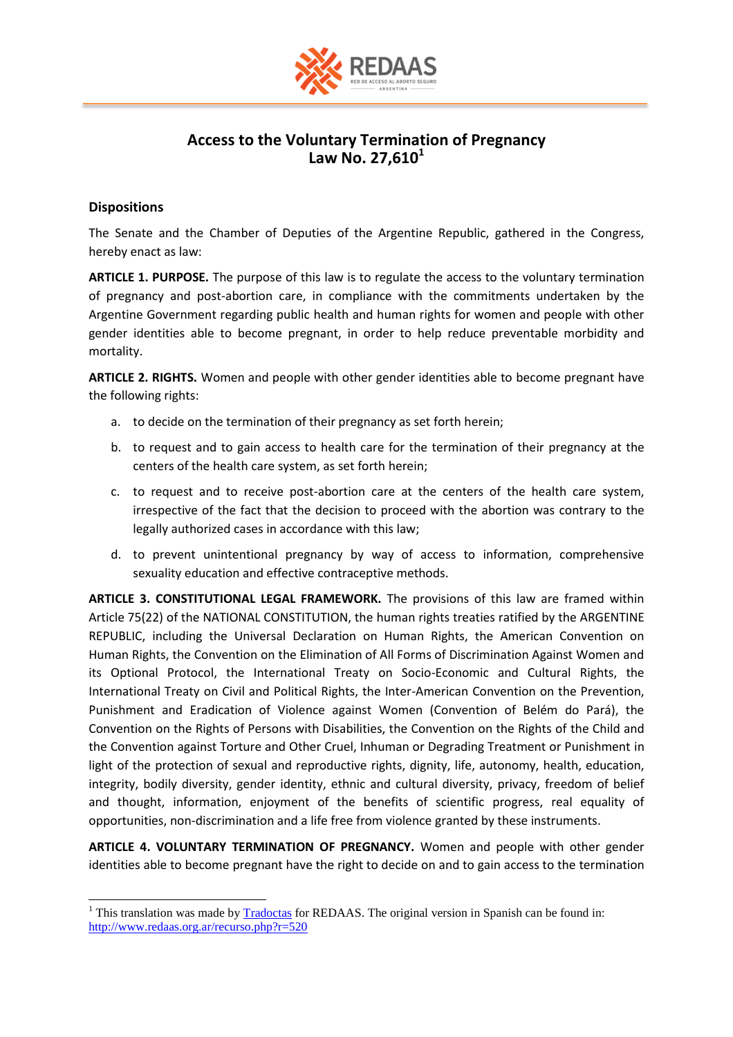# Access to the Voluntary Termination of Pregnancy Law No. 27,610[1]

## Dispositions

The Senate and the Chamber of Deputies of the Argentine Republic, gathered in the Congress, hereby enact as law:

**ARTICLE 1. PURPOSE.** The purpose of this law is to regulate the access to the voluntary termination of pregnancy and post-abortion care, in compliance with the commitments undertaken by the Argentine Government regarding public health and human rights for women and people with other gender identities able to become pregnant, in order to help reduce preventable morbidity and mortality.

**ARTICLE 2. RIGHTS.** Women and people with other gender identities able to become pregnant have the following rights:

a. to decide on the termination of their pregnancy as set forth herein;

b. to request and to gain access to health care for the termination of their pregnancy at the centers of the health care system, as set forth herein;

c. to request and to receive post-abortion care at the centers of the health care system, irrespective of the fact that the decision to proceed with the abortion was contrary to the legally authorized cases in accordance with this law;

d. to prevent unintentional pregnancy by way of access to information, comprehensive sexuality education and effective contraceptive methods.

**ARTICLE 3. CONSTITUTIONAL LEGAL FRAMEWORK.** The provisions of this law are framed within Article 75(22) of the NATIONAL CONSTITUTION, the human rights treaties ratified by the ARGENTINE REPUBLIC, including the Universal Declaration on Human Rights, the American Convention on Human Rights, the Convention on the Elimination of All Forms of Discrimination Against Women and its Optional Protocol, the International Treaty on Socio-Economic and Cultural Rights, the International Treaty on Civil and Political Rights, the Inter-American Convention on the Prevention, Punishment and Eradication of Violence against Women (Convention of Belém do Pará), the Convention on the Rights of Persons with Disabilities, the Convention on the Rights of the Child and the Convention against Torture and Other Cruel, Inhuman or Degrading Treatment or Punishment in light of the protection of sexual and reproductive rights, dignity, life, autonomy, health, education, integrity, bodily diversity, gender identity, ethnic and cultural diversity, privacy, freedom of belief and thought, information, enjoyment of the benefits of scientific progress, real equality of opportunities, non-discrimination and a life free from violence granted by these instruments.

**ARTICLE 4. VOLUNTARY TERMINATION OF PREGNANCY.** Women and people with other gender identities able to become pregnant have the right to decide on and to gain access to the termination

---

[1] This translation was made by Tradoctas for REDAAS. The original version in Spanish can be found in: http://www.redaas.org.ar/recurso.php?r=520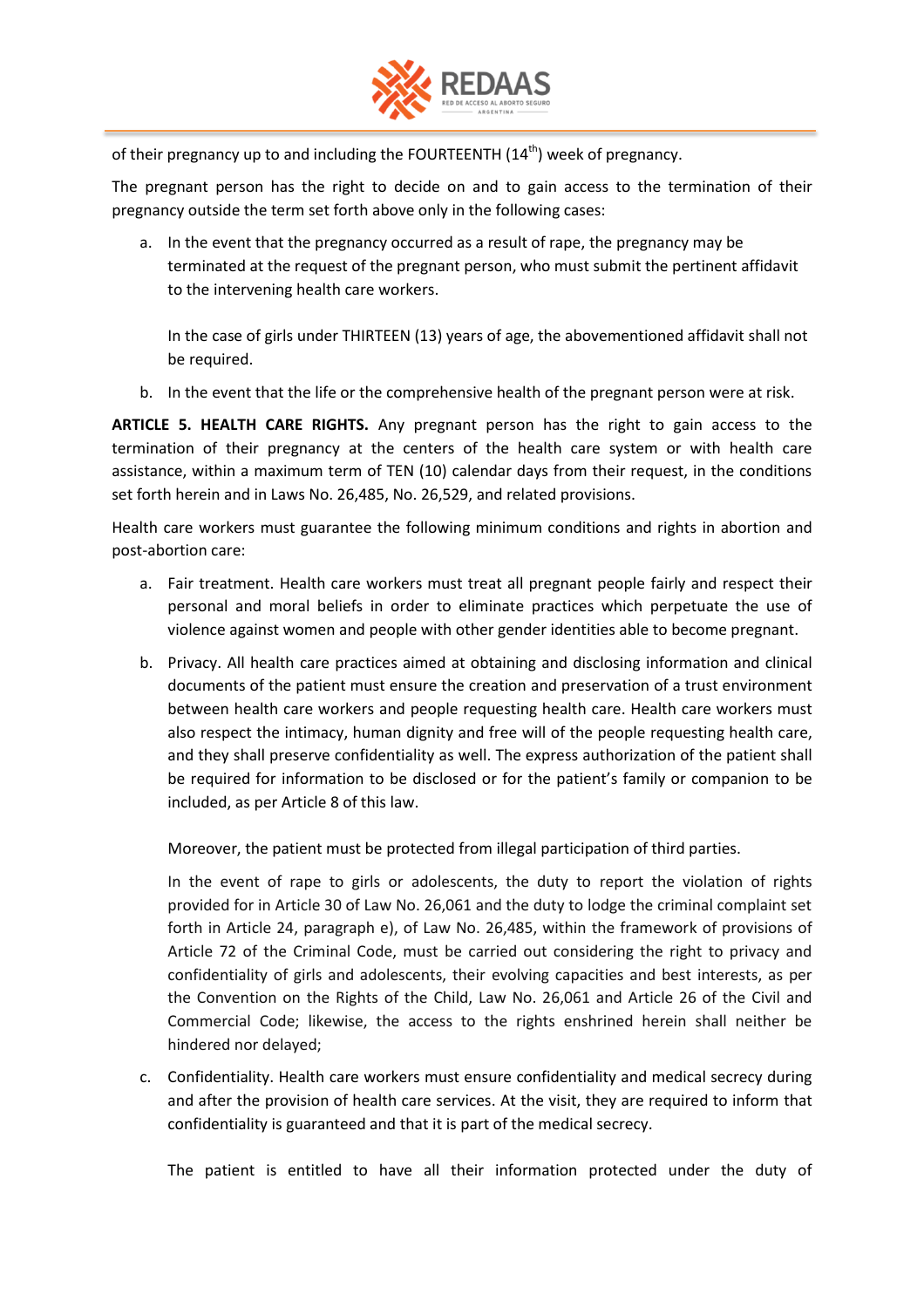of their pregnancy up to and including the FOURTEENTH (14th) week of pregnancy.

The pregnant person has the right to decide on and to gain access to the termination of their pregnancy outside the term set forth above only in the following cases:

a. In the event that the pregnancy occurred as a result of rape, the pregnancy may be terminated at the request of the pregnant person, who must submit the pertinent affidavit to the intervening health care workers.

   In the case of girls under THIRTEEN (13) years of age, the abovementioned affidavit shall not be required.

b. In the event that the life or the comprehensive health of the pregnant person were at risk.

**ARTICLE 5. HEALTH CARE RIGHTS.** Any pregnant person has the right to gain access to the termination of their pregnancy at the centers of the health care system or with health care assistance, within a maximum term of TEN (10) calendar days from their request, in the conditions set forth herein and in Laws No. 26,485, No. 26,529, and related provisions.

Health care workers must guarantee the following minimum conditions and rights in abortion and post-abortion care:

a. Fair treatment. Health care workers must treat all pregnant people fairly and respect their personal and moral beliefs in order to eliminate practices which perpetuate the use of violence against women and people with other gender identities able to become pregnant.

b. Privacy. All health care practices aimed at obtaining and disclosing information and clinical documents of the patient must ensure the creation and preservation of a trust environment between health care workers and people requesting health care. Health care workers must also respect the intimacy, human dignity and free will of the people requesting health care, and they shall preserve confidentiality as well. The express authorization of the patient shall be required for information to be disclosed or for the patient's family or companion to be included, as per Article 8 of this law.

   Moreover, the patient must be protected from illegal participation of third parties.

   In the event of rape to girls or adolescents, the duty to report the violation of rights provided for in Article 30 of Law No. 26,061 and the duty to lodge the criminal complaint set forth in Article 24, paragraph e), of Law No. 26,485, within the framework of provisions of Article 72 of the Criminal Code, must be carried out considering the right to privacy and confidentiality of girls and adolescents, their evolving capacities and best interests, as per the Convention on the Rights of the Child, Law No. 26,061 and Article 26 of the Civil and Commercial Code; likewise, the access to the rights enshrined herein shall neither be hindered nor delayed;

c. Confidentiality. Health care workers must ensure confidentiality and medical secrecy during and after the provision of health care services. At the visit, they are required to inform that confidentiality is guaranteed and that it is part of the medical secrecy.

   The patient is entitled to have all their information protected under the duty of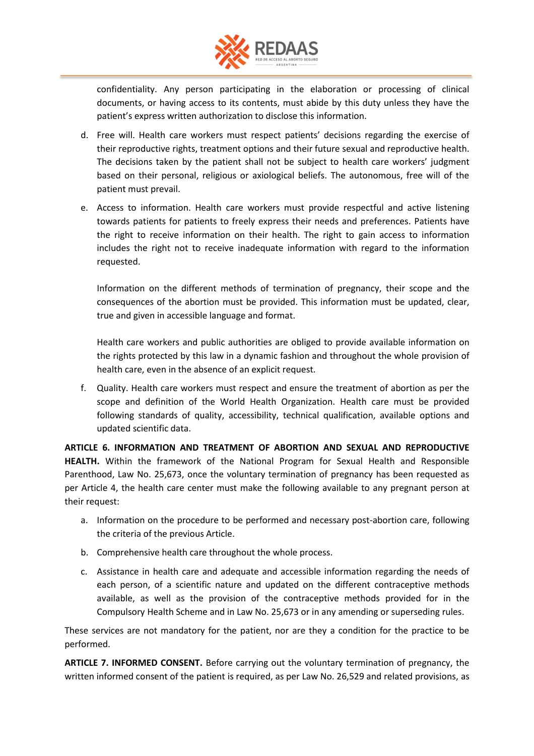confidentiality. Any person participating in the elaboration or processing of clinical documents, or having access to its contents, must abide by this duty unless they have the patient's express written authorization to disclose this information.

d. Free will. Health care workers must respect patients' decisions regarding the exercise of their reproductive rights, treatment options and their future sexual and reproductive health. The decisions taken by the patient shall not be subject to health care workers' judgment based on their personal, religious or axiological beliefs. The autonomous, free will of the patient must prevail.

e. Access to information. Health care workers must provide respectful and active listening towards patients for patients to freely express their needs and preferences. Patients have the right to receive information on their health. The right to gain access to information includes the right not to receive inadequate information with regard to the information requested.

   Information on the different methods of termination of pregnancy, their scope and the consequences of the abortion must be provided. This information must be updated, clear, true and given in accessible language and format.

   Health care workers and public authorities are obliged to provide available information on the rights protected by this law in a dynamic fashion and throughout the whole provision of health care, even in the absence of an explicit request.

f. Quality. Health care workers must respect and ensure the treatment of abortion as per the scope and definition of the World Health Organization. Health care must be provided following standards of quality, accessibility, technical qualification, available options and updated scientific data.

**ARTICLE 6. INFORMATION AND TREATMENT OF ABORTION AND SEXUAL AND REPRODUCTIVE HEALTH.** Within the framework of the National Program for Sexual Health and Responsible Parenthood, Law No. 25,673, once the voluntary termination of pregnancy has been requested as per Article 4, the health care center must make the following available to any pregnant person at their request:

a. Information on the procedure to be performed and necessary post-abortion care, following the criteria of the previous Article.

b. Comprehensive health care throughout the whole process.

c. Assistance in health care and adequate and accessible information regarding the needs of each person, of a scientific nature and updated on the different contraceptive methods available, as well as the provision of the contraceptive methods provided for in the Compulsory Health Scheme and in Law No. 25,673 or in any amending or superseding rules.

These services are not mandatory for the patient, nor are they a condition for the practice to be performed.

**ARTICLE 7. INFORMED CONSENT.** Before carrying out the voluntary termination of pregnancy, the written informed consent of the patient is required, as per Law No. 26,529 and related provisions, as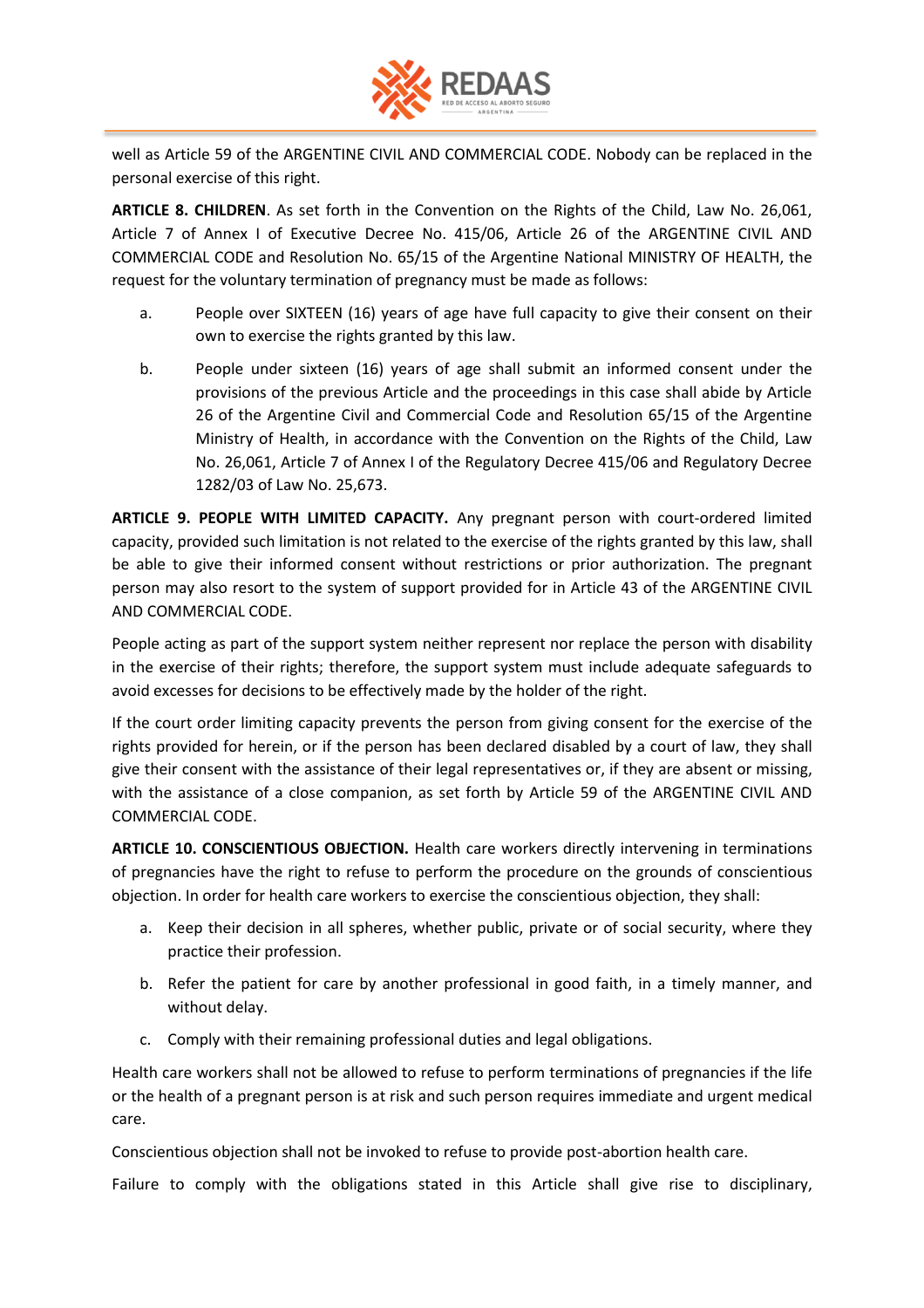well as Article 59 of the ARGENTINE CIVIL AND COMMERCIAL CODE. Nobody can be replaced in the personal exercise of this right.

**ARTICLE 8. CHILDREN**. As set forth in the Convention on the Rights of the Child, Law No. 26,061, Article 7 of Annex I of Executive Decree No. 415/06, Article 26 of the ARGENTINE CIVIL AND COMMERCIAL CODE and Resolution No. 65/15 of the Argentine National MINISTRY OF HEALTH, the request for the voluntary termination of pregnancy must be made as follows:

a. People over SIXTEEN (16) years of age have full capacity to give their consent on their own to exercise the rights granted by this law.

b. People under sixteen (16) years of age shall submit an informed consent under the provisions of the previous Article and the proceedings in this case shall abide by Article 26 of the Argentine Civil and Commercial Code and Resolution 65/15 of the Argentine Ministry of Health, in accordance with the Convention on the Rights of the Child, Law No. 26,061, Article 7 of Annex I of the Regulatory Decree 415/06 and Regulatory Decree 1282/03 of Law No. 25,673.

**ARTICLE 9. PEOPLE WITH LIMITED CAPACITY.** Any pregnant person with court-ordered limited capacity, provided such limitation is not related to the exercise of the rights granted by this law, shall be able to give their informed consent without restrictions or prior authorization. The pregnant person may also resort to the system of support provided for in Article 43 of the ARGENTINE CIVIL AND COMMERCIAL CODE.

People acting as part of the support system neither represent nor replace the person with disability in the exercise of their rights; therefore, the support system must include adequate safeguards to avoid excesses for decisions to be effectively made by the holder of the right.

If the court order limiting capacity prevents the person from giving consent for the exercise of the rights provided for herein, or if the person has been declared disabled by a court of law, they shall give their consent with the assistance of their legal representatives or, if they are absent or missing, with the assistance of a close companion, as set forth by Article 59 of the ARGENTINE CIVIL AND COMMERCIAL CODE.

**ARTICLE 10. CONSCIENTIOUS OBJECTION.** Health care workers directly intervening in terminations of pregnancies have the right to refuse to perform the procedure on the grounds of conscientious objection. In order for health care workers to exercise the conscientious objection, they shall:

a. Keep their decision in all spheres, whether public, private or of social security, where they practice their profession.

b. Refer the patient for care by another professional in good faith, in a timely manner, and without delay.

c. Comply with their remaining professional duties and legal obligations.

Health care workers shall not be allowed to refuse to perform terminations of pregnancies if the life or the health of a pregnant person is at risk and such person requires immediate and urgent medical care.

Conscientious objection shall not be invoked to refuse to provide post-abortion health care.

Failure to comply with the obligations stated in this Article shall give rise to disciplinary,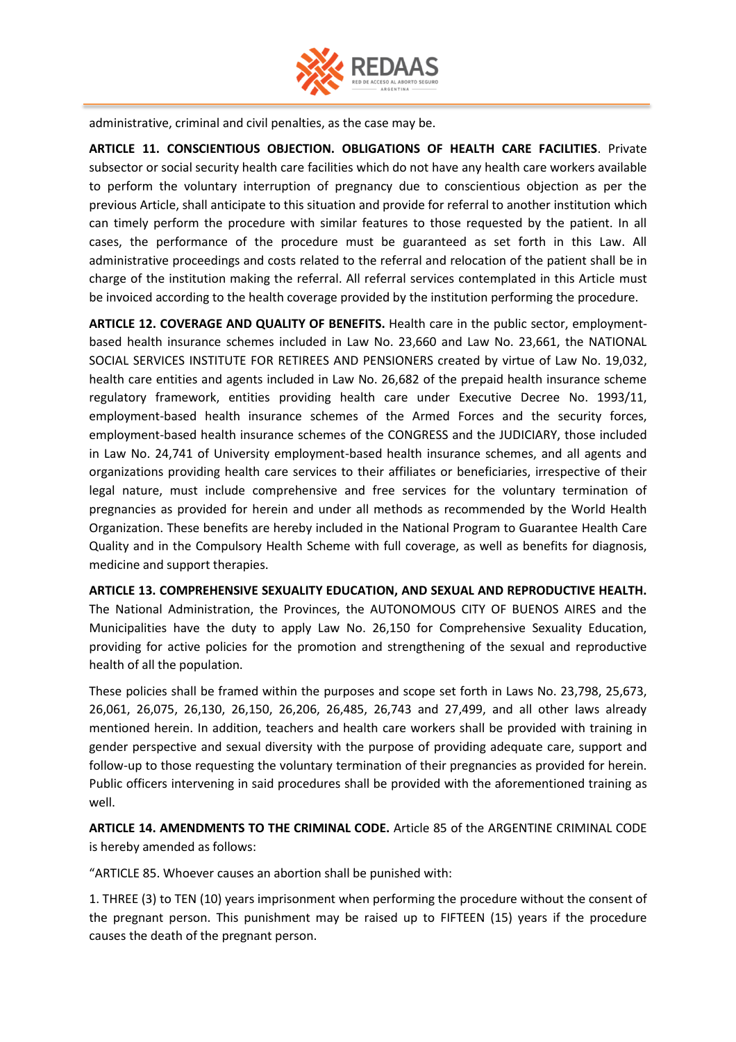administrative, criminal and civil penalties, as the case may be.

**ARTICLE 11. CONSCIENTIOUS OBJECTION. OBLIGATIONS OF HEALTH CARE FACILITIES**. Private subsector or social security health care facilities which do not have any health care workers available to perform the voluntary interruption of pregnancy due to conscientious objection as per the previous Article, shall anticipate to this situation and provide for referral to another institution which can timely perform the procedure with similar features to those requested by the patient. In all cases, the performance of the procedure must be guaranteed as set forth in this Law. All administrative proceedings and costs related to the referral and relocation of the patient shall be in charge of the institution making the referral. All referral services contemplated in this Article must be invoiced according to the health coverage provided by the institution performing the procedure.

**ARTICLE 12. COVERAGE AND QUALITY OF BENEFITS.** Health care in the public sector, employment-based health insurance schemes included in Law No. 23,660 and Law No. 23,661, the NATIONAL SOCIAL SERVICES INSTITUTE FOR RETIREES AND PENSIONERS created by virtue of Law No. 19,032, health care entities and agents included in Law No. 26,682 of the prepaid health insurance scheme regulatory framework, entities providing health care under Executive Decree No. 1993/11, employment-based health insurance schemes of the Armed Forces and the security forces, employment-based health insurance schemes of the CONGRESS and the JUDICIARY, those included in Law No. 24,741 of University employment-based health insurance schemes, and all agents and organizations providing health care services to their affiliates or beneficiaries, irrespective of their legal nature, must include comprehensive and free services for the voluntary termination of pregnancies as provided for herein and under all methods as recommended by the World Health Organization. These benefits are hereby included in the National Program to Guarantee Health Care Quality and in the Compulsory Health Scheme with full coverage, as well as benefits for diagnosis, medicine and support therapies.

**ARTICLE 13. COMPREHENSIVE SEXUALITY EDUCATION, AND SEXUAL AND REPRODUCTIVE HEALTH.** The National Administration, the Provinces, the AUTONOMOUS CITY OF BUENOS AIRES and the Municipalities have the duty to apply Law No. 26,150 for Comprehensive Sexuality Education, providing for active policies for the promotion and strengthening of the sexual and reproductive health of all the population.

These policies shall be framed within the purposes and scope set forth in Laws No. 23,798, 25,673, 26,061, 26,075, 26,130, 26,150, 26,206, 26,485, 26,743 and 27,499, and all other laws already mentioned herein. In addition, teachers and health care workers shall be provided with training in gender perspective and sexual diversity with the purpose of providing adequate care, support and follow-up to those requesting the voluntary termination of their pregnancies as provided for herein. Public officers intervening in said procedures shall be provided with the aforementioned training as well.

**ARTICLE 14. AMENDMENTS TO THE CRIMINAL CODE.** Article 85 of the ARGENTINE CRIMINAL CODE is hereby amended as follows:

"ARTICLE 85. Whoever causes an abortion shall be punished with:

1. THREE (3) to TEN (10) years imprisonment when performing the procedure without the consent of the pregnant person. This punishment may be raised up to FIFTEEN (15) years if the procedure causes the death of the pregnant person.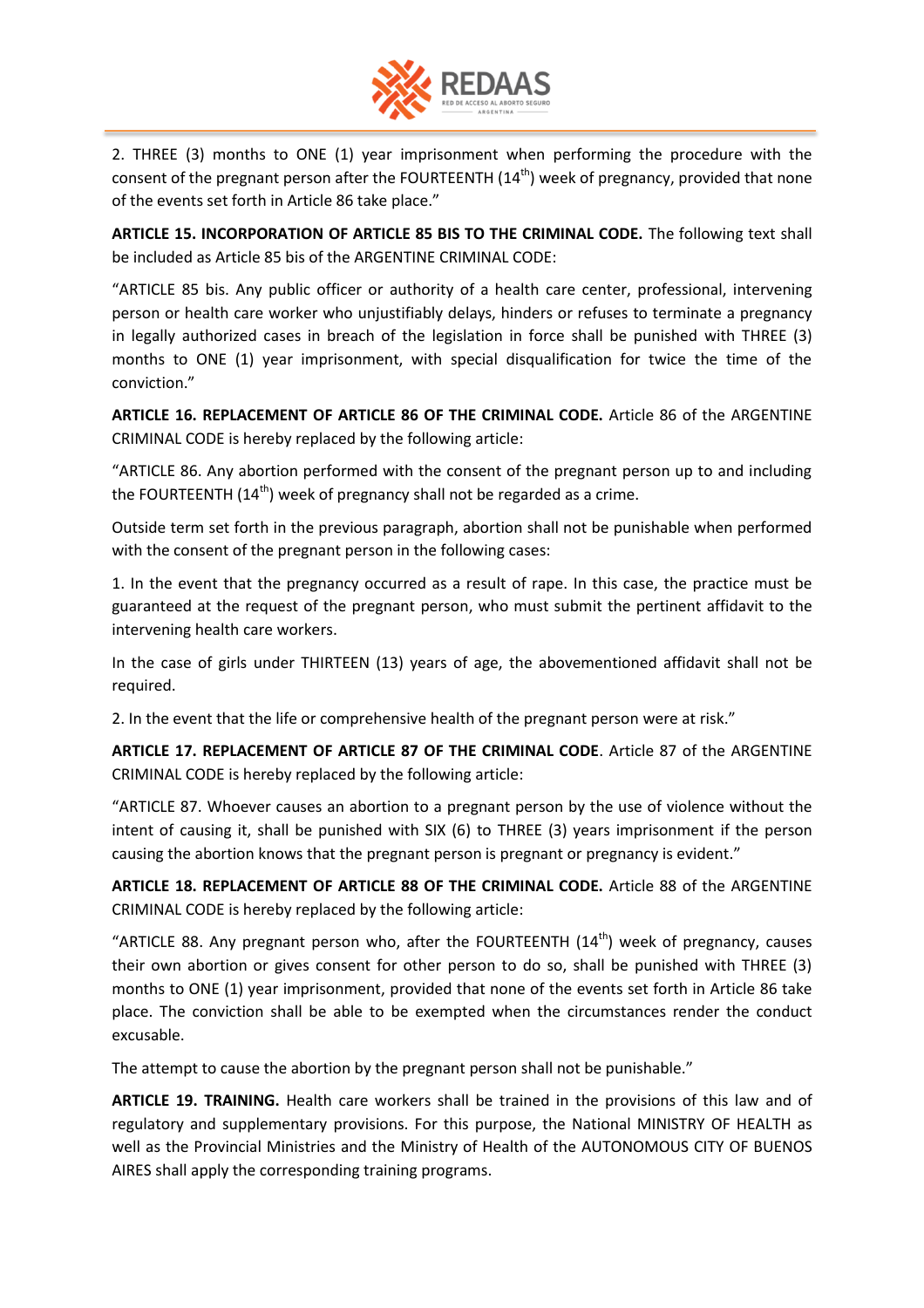2. THREE (3) months to ONE (1) year imprisonment when performing the procedure with the consent of the pregnant person after the FOURTEENTH (14th) week of pregnancy, provided that none of the events set forth in Article 86 take place."

**ARTICLE 15. INCORPORATION OF ARTICLE 85 BIS TO THE CRIMINAL CODE.** The following text shall be included as Article 85 bis of the ARGENTINE CRIMINAL CODE:

"ARTICLE 85 bis. Any public officer or authority of a health care center, professional, intervening person or health care worker who unjustifiably delays, hinders or refuses to terminate a pregnancy in legally authorized cases in breach of the legislation in force shall be punished with THREE (3) months to ONE (1) year imprisonment, with special disqualification for twice the time of the conviction."

**ARTICLE 16. REPLACEMENT OF ARTICLE 86 OF THE CRIMINAL CODE.** Article 86 of the ARGENTINE CRIMINAL CODE is hereby replaced by the following article:

"ARTICLE 86. Any abortion performed with the consent of the pregnant person up to and including the FOURTEENTH (14th) week of pregnancy shall not be regarded as a crime.

Outside term set forth in the previous paragraph, abortion shall not be punishable when performed with the consent of the pregnant person in the following cases:

1. In the event that the pregnancy occurred as a result of rape. In this case, the practice must be guaranteed at the request of the pregnant person, who must submit the pertinent affidavit to the intervening health care workers.

In the case of girls under THIRTEEN (13) years of age, the abovementioned affidavit shall not be required.

2. In the event that the life or comprehensive health of the pregnant person were at risk."

**ARTICLE 17. REPLACEMENT OF ARTICLE 87 OF THE CRIMINAL CODE**. Article 87 of the ARGENTINE CRIMINAL CODE is hereby replaced by the following article:

"ARTICLE 87. Whoever causes an abortion to a pregnant person by the use of violence without the intent of causing it, shall be punished with SIX (6) to THREE (3) years imprisonment if the person causing the abortion knows that the pregnant person is pregnant or pregnancy is evident."

**ARTICLE 18. REPLACEMENT OF ARTICLE 88 OF THE CRIMINAL CODE.** Article 88 of the ARGENTINE CRIMINAL CODE is hereby replaced by the following article:

"ARTICLE 88. Any pregnant person who, after the FOURTEENTH (14th) week of pregnancy, causes their own abortion or gives consent for other person to do so, shall be punished with THREE (3) months to ONE (1) year imprisonment, provided that none of the events set forth in Article 86 take place. The conviction shall be able to be exempted when the circumstances render the conduct excusable.

The attempt to cause the abortion by the pregnant person shall not be punishable."

**ARTICLE 19. TRAINING.** Health care workers shall be trained in the provisions of this law and of regulatory and supplementary provisions. For this purpose, the National MINISTRY OF HEALTH as well as the Provincial Ministries and the Ministry of Health of the AUTONOMOUS CITY OF BUENOS AIRES shall apply the corresponding training programs.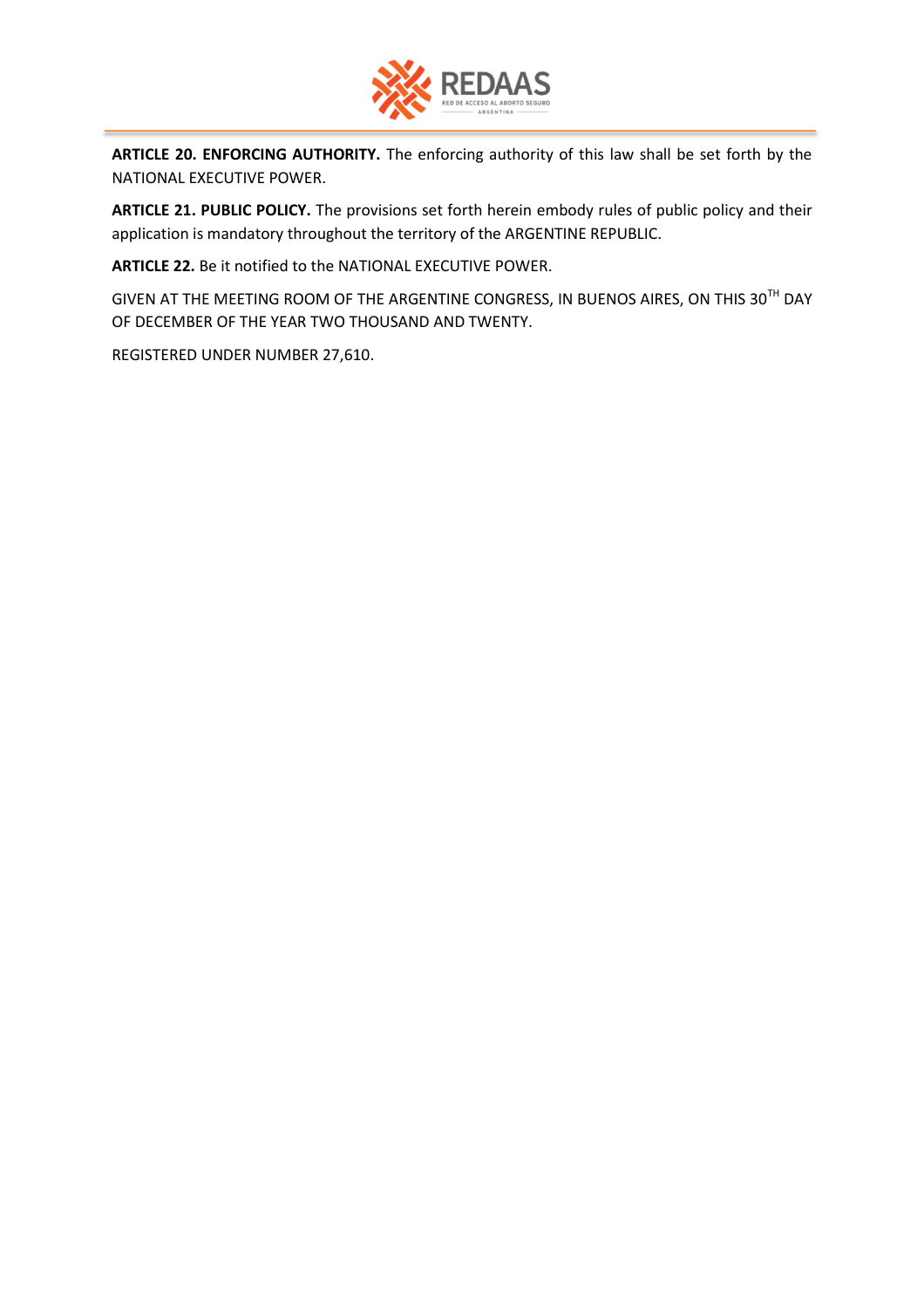**ARTICLE 20. ENFORCING AUTHORITY.** The enforcing authority of this law shall be set forth by the NATIONAL EXECUTIVE POWER.

**ARTICLE 21. PUBLIC POLICY.** The provisions set forth herein embody rules of public policy and their application is mandatory throughout the territory of the ARGENTINE REPUBLIC.

**ARTICLE 22.** Be it notified to the NATIONAL EXECUTIVE POWER.

GIVEN AT THE MEETING ROOM OF THE ARGENTINE CONGRESS, IN BUENOS AIRES, ON THIS 30TH DAY OF DECEMBER OF THE YEAR TWO THOUSAND AND TWENTY.

REGISTERED UNDER NUMBER 27,610.